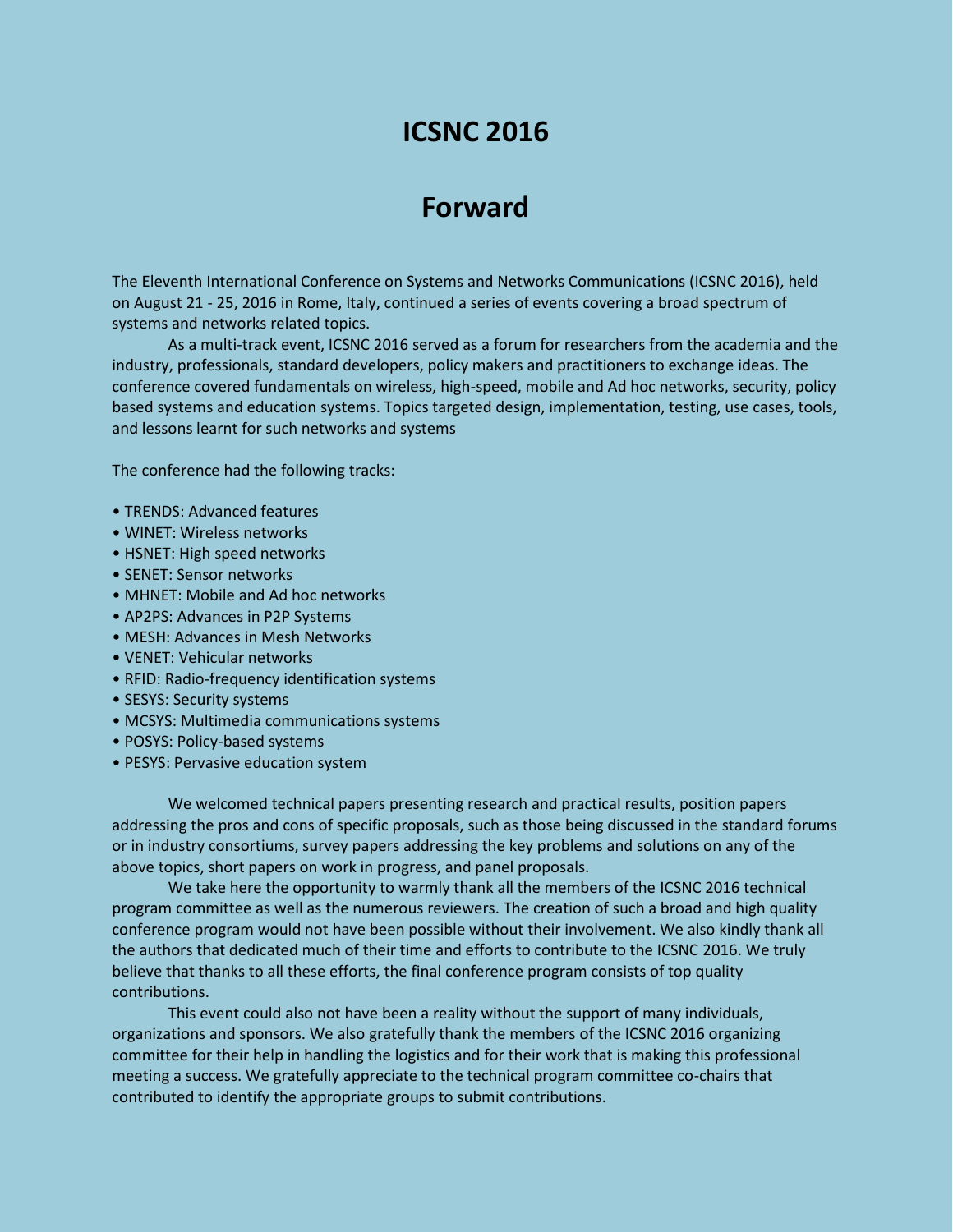# ICSNC 2016

# Forward

The Eleventh International Conference on Systems and Networks Communications (ICSNC 2016), held on August 21 - 25, 2016 in Rome, Italy, continued a series of events covering a broad spectrum of systems and networks related topics.

As a multi-track event, ICSNC 2016 served as a forum for researchers from the academia and the industry, professionals, standard developers, policy makers and practitioners to exchange ideas. The conference covered fundamentals on wireless, high-speed, mobile and Ad hoc networks, security, policy based systems and education systems. Topics targeted design, implementation, testing, use cases, tools, and lessons learnt for such networks and systems

The conference had the following tracks:

- TRENDS: Advanced features
- WINET: Wireless networks
- HSNET: High speed networks
- SENET: Sensor networks
- MHNET: Mobile and Ad hoc networks
- AP2PS: Advances in P2P Systems
- MESH: Advances in Mesh Networks
- VENET: Vehicular networks
- RFID: Radio-frequency identification systems
- SESYS: Security systems
- MCSYS: Multimedia communications systems
- POSYS: Policy-based systems
- PESYS: Pervasive education system

We welcomed technical papers presenting research and practical results, position papers addressing the pros and cons of specific proposals, such as those being discussed in the standard forums or in industry consortiums, survey papers addressing the key problems and solutions on any of the above topics, short papers on work in progress, and panel proposals.

We take here the opportunity to warmly thank all the members of the ICSNC 2016 technical program committee as well as the numerous reviewers. The creation of such a broad and high quality conference program would not have been possible without their involvement. We also kindly thank all the authors that dedicated much of their time and efforts to contribute to the ICSNC 2016. We truly believe that thanks to all these efforts, the final conference program consists of top quality contributions.

This event could also not have been a reality without the support of many individuals, organizations and sponsors. We also gratefully thank the members of the ICSNC 2016 organizing committee for their help in handling the logistics and for their work that is making this professional meeting a success. We gratefully appreciate to the technical program committee co-chairs that contributed to identify the appropriate groups to submit contributions.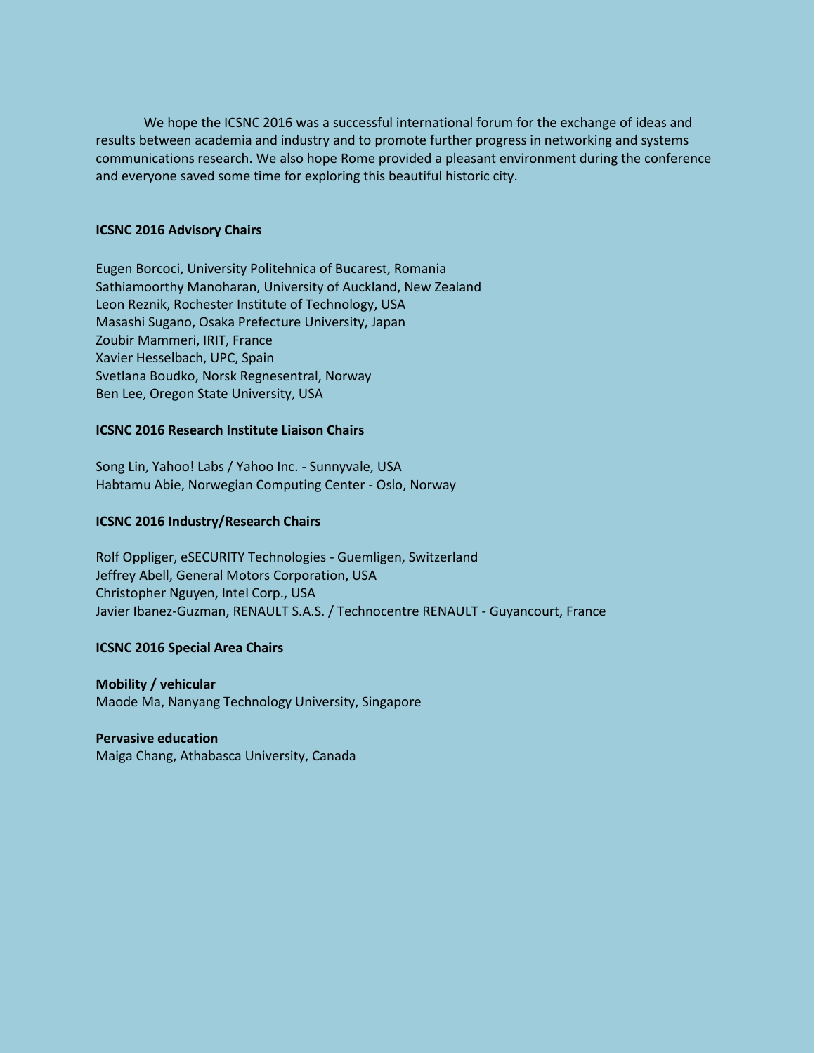We hope the ICSNC 2016 was a successful international forum for the exchange of ideas and results between academia and industry and to promote further progress in networking and systems communications research. We also hope Rome provided a pleasant environment during the conference and everyone saved some time for exploring this beautiful historic city.

**ICSNC 2016 Advisory Chairs**

Eugen Borcoci, University Politehnica of Bucarest, Romania
Sathiamoorthy Manoharan, University of Auckland, New Zealand
Leon Reznik, Rochester Institute of Technology, USA
Masashi Sugano, Osaka Prefecture University, Japan
Zoubir Mammeri, IRIT, France
Xavier Hesselbach, UPC, Spain
Svetlana Boudko, Norsk Regnesentral, Norway
Ben Lee, Oregon State University, USA

**ICSNC 2016 Research Institute Liaison Chairs**

Song Lin, Yahoo! Labs / Yahoo Inc. - Sunnyvale, USA
Habtamu Abie, Norwegian Computing Center - Oslo, Norway

**ICSNC 2016 Industry/Research Chairs**

Rolf Oppliger, eSECURITY Technologies - Guemligen, Switzerland
Jeffrey Abell, General Motors Corporation, USA
Christopher Nguyen, Intel Corp., USA
Javier Ibanez-Guzman, RENAULT S.A.S. / Technocentre RENAULT - Guyancourt, France

**ICSNC 2016 Special Area Chairs**

**Mobility / vehicular**
Maode Ma, Nanyang Technology University, Singapore

**Pervasive education**
Maiga Chang, Athabasca University, Canada